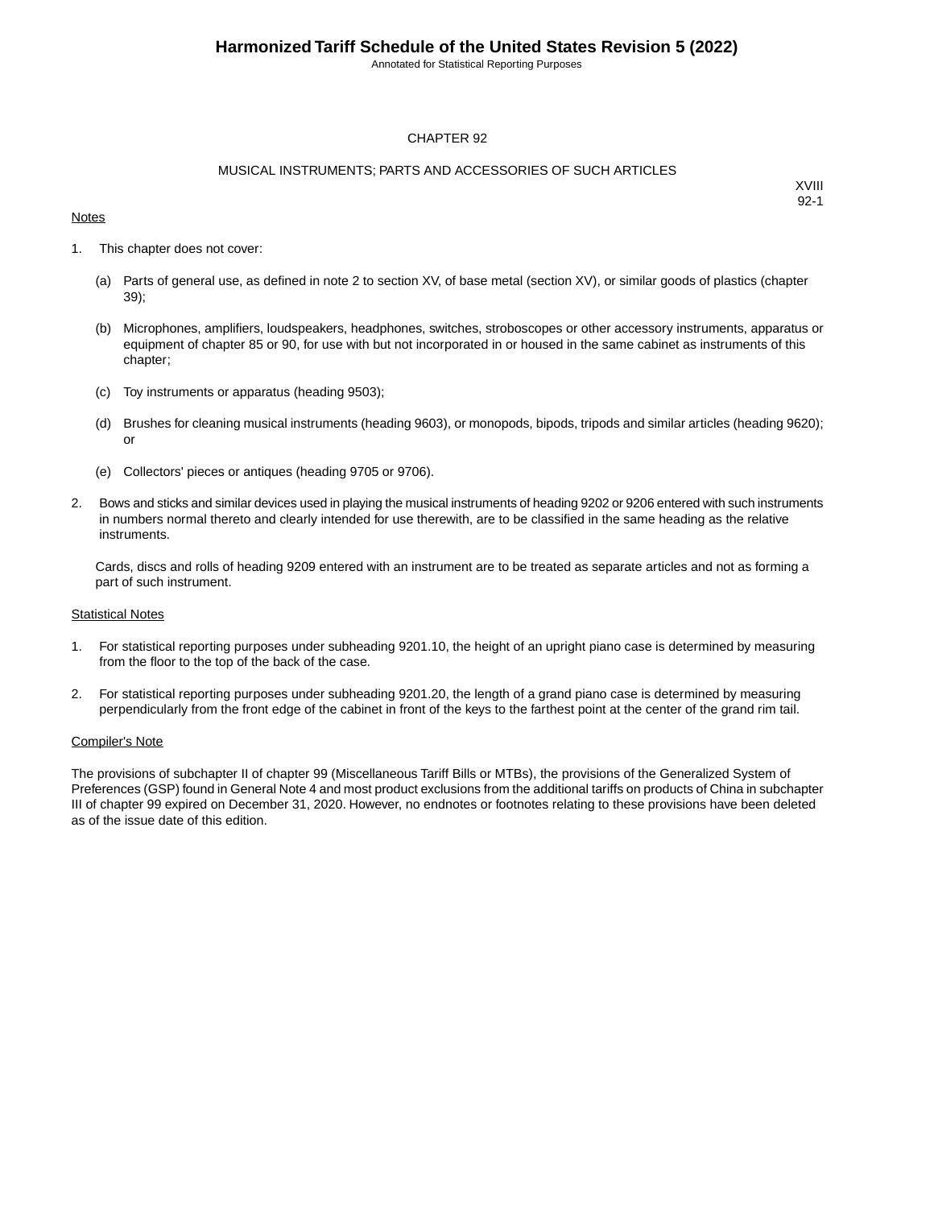# CHAPTER 92

## MUSICAL INSTRUMENTS; PARTS AND ACCESSORIES OF SUCH ARTICLES

XVIII
92-1

Notes

1. This chapter does not cover:

   (a) Parts of general use, as defined in note 2 to section XV, of base metal (section XV), or similar goods of plastics (chapter 39);

   (b) Microphones, amplifiers, loudspeakers, headphones, switches, stroboscopes or other accessory instruments, apparatus or equipment of chapter 85 or 90, for use with but not incorporated in or housed in the same cabinet as instruments of this chapter;

   (c) Toy instruments or apparatus (heading 9503);

   (d) Brushes for cleaning musical instruments (heading 9603), or monopods, bipods, tripods and similar articles (heading 9620); or

   (e) Collectors' pieces or antiques (heading 9705 or 9706).

2. Bows and sticks and similar devices used in playing the musical instruments of heading 9202 or 9206 entered with such instruments in numbers normal thereto and clearly intended for use therewith, are to be classified in the same heading as the relative instruments.

   Cards, discs and rolls of heading 9209 entered with an instrument are to be treated as separate articles and not as forming a part of such instrument.

Statistical Notes

1. For statistical reporting purposes under subheading 9201.10, the height of an upright piano case is determined by measuring from the floor to the top of the back of the case.

2. For statistical reporting purposes under subheading 9201.20, the length of a grand piano case is determined by measuring perpendicularly from the front edge of the cabinet in front of the keys to the farthest point at the center of the grand rim tail.

Compiler's Note

The provisions of subchapter II of chapter 99 (Miscellaneous Tariff Bills or MTBs), the provisions of the Generalized System of Preferences (GSP) found in General Note 4 and most product exclusions from the additional tariffs on products of China in subchapter III of chapter 99 expired on December 31, 2020. However, no endnotes or footnotes relating to these provisions have been deleted as of the issue date of this edition.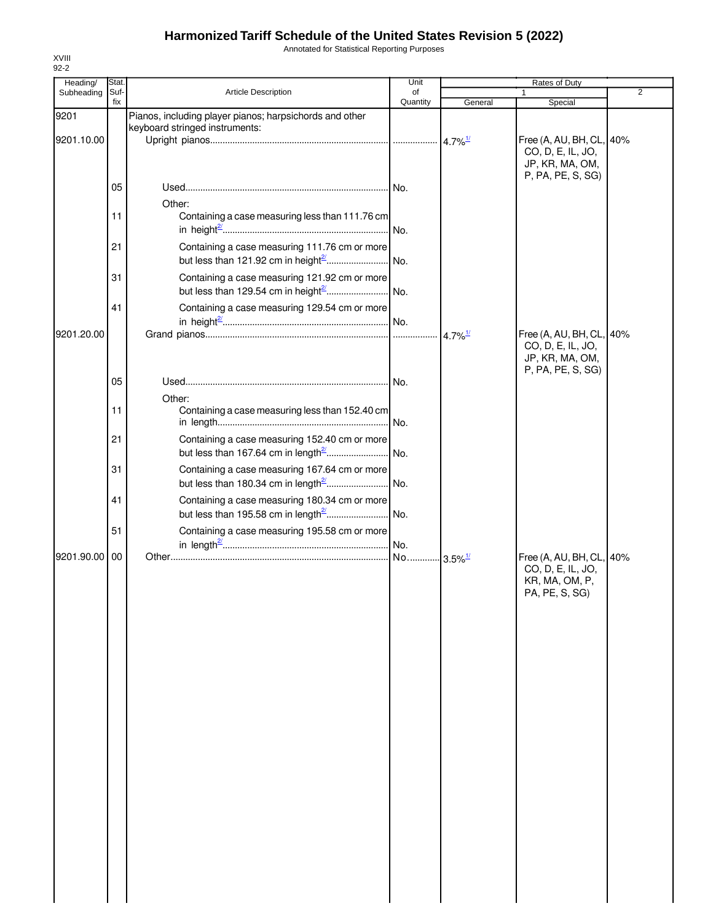# Harmonized Tariff Schedule of the United States Revision 5 (2022)

Annotated for Statistical Reporting Purposes

XVIII
92-2

| Heading/ Subheading | Stat. Suf- fix | Article Description | Unit of Quantity | Rates of Duty | | |
|---|---|---|---|---|---|---|
| | | | | 1 | | 2 |
| | | | | General | Special | |
| 9201 | | Pianos, including player pianos; harpsichords and other keyboard stringed instruments: | | | | |
| 9201.10.00 | | Upright pianos | | 4.7%[1/] | Free (A, AU, BH, CL, CO, D, E, IL, JO, JP, KR, MA, OM, P, PA, PE, S, SG) | 40% |
| | 05 | Used | No. | | | |
| | | Other: | | | | |
| | 11 | Containing a case measuring less than 111.76 cm in height[2/] | No. | | | |
| | 21 | Containing a case measuring 111.76 cm or more but less than 121.92 cm in height[2/] | No. | | | |
| | 31 | Containing a case measuring 121.92 cm or more but less than 129.54 cm in height[2/] | No. | | | |
| | 41 | Containing a case measuring 129.54 cm or more in height[2/] | No. | | | |
| 9201.20.00 | | Grand pianos | | 4.7%[1/] | Free (A, AU, BH, CL, CO, D, E, IL, JO, JP, KR, MA, OM, P, PA, PE, S, SG) | 40% |
| | 05 | Used | No. | | | |
| | | Other: | | | | |
| | 11 | Containing a case measuring less than 152.40 cm in length | No. | | | |
| | 21 | Containing a case measuring 152.40 cm or more but less than 167.64 cm in length[2/] | No. | | | |
| | 31 | Containing a case measuring 167.64 cm or more but less than 180.34 cm in length[2/] | No. | | | |
| | 41 | Containing a case measuring 180.34 cm or more but less than 195.58 cm in length[2/] | No. | | | |
| | 51 | Containing a case measuring 195.58 cm or more in length[2/] | No. | | | |
| 9201.90.00 | 00 | Other | No. | 3.5%[1/] | Free (A, AU, BH, CL, CO, D, E, IL, JO, KR, MA, OM, P, PA, PE, S, SG) | 40% |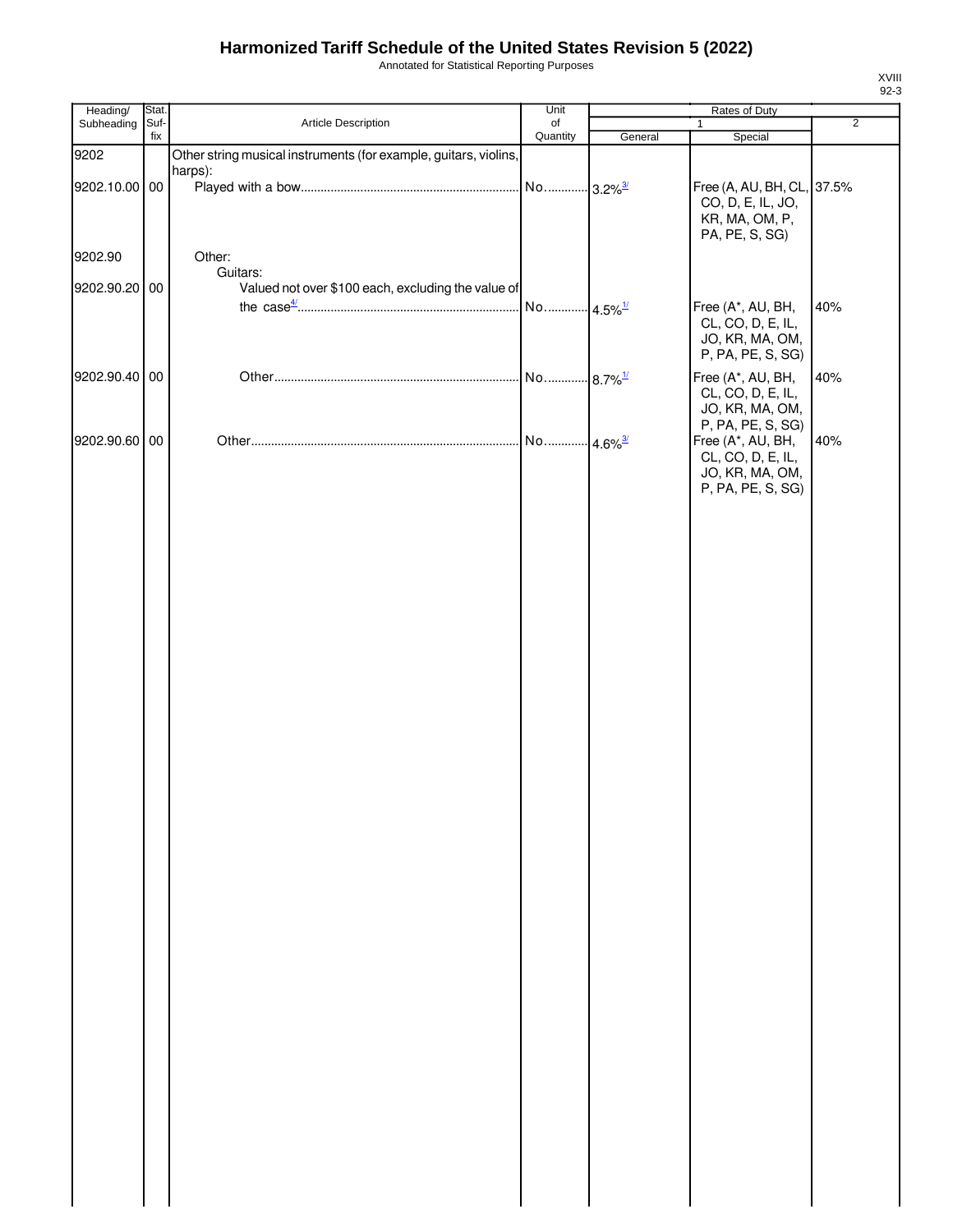# Harmonized Tariff Schedule of the United States Revision 5 (2022)

Annotated for Statistical Reporting Purposes

| Heading/ Subheading | Stat. Suf- fix | Article Description | Unit of Quantity | Rates of Duty 1 General | Special | 2 |
|---|---|---|---|---|---|---|
| 9202 | | Other string musical instruments (for example, guitars, violins, harps): | | | | |
| 9202.10.00 | 00 | Played with a bow | No. | 3.2%[3/] | Free (A, AU, BH, CL, CO, D, E, IL, JO, KR, MA, OM, P, PA, PE, S, SG) | 37.5% |
| 9202.90 | | Other: | | | | |
| | | Guitars: | | | | |
| 9202.90.20 | 00 | Valued not over $100 each, excluding the value of the case[4/] | No. | 4.5%[1/] | Free (A*, AU, BH, CL, CO, D, E, IL, JO, KR, MA, OM, P, PA, PE, S, SG) | 40% |
| 9202.90.40 | 00 | Other | No. | 8.7%[1/] | Free (A*, AU, BH, CL, CO, D, E, IL, JO, KR, MA, OM, P, PA, PE, S, SG) | 40% |
| 9202.90.60 | 00 | Other | No. | 4.6%[3/] | Free (A*, AU, BH, CL, CO, D, E, IL, JO, KR, MA, OM, P, PA, PE, S, SG) | 40% |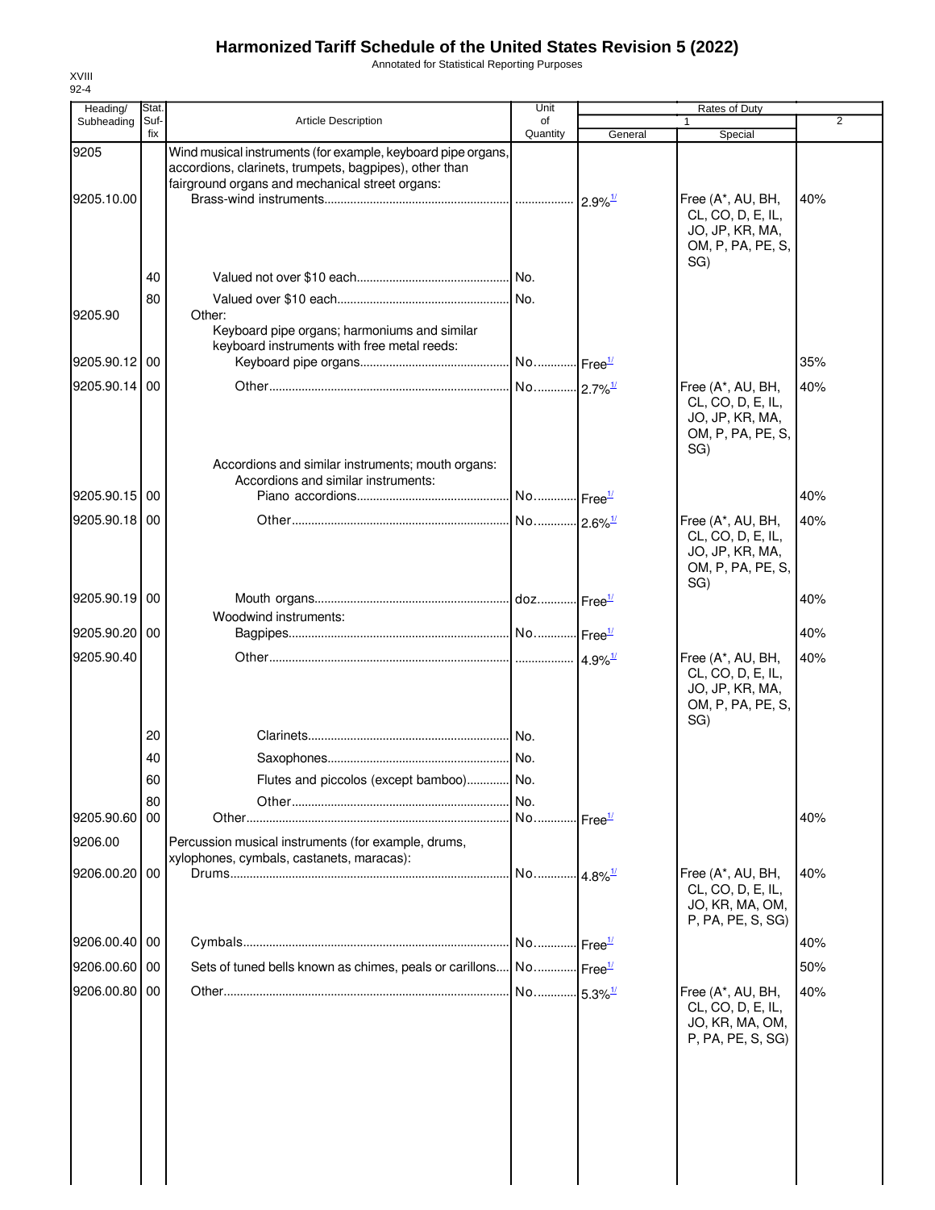# Harmonized Tariff Schedule of the United States Revision 5 (2022)

Annotated for Statistical Reporting Purposes

XVIII
92-4

| Heading/ Subheading | Stat. Suf- fix | Article Description | Unit of Quantity | Rates of Duty 1 General | Special | 2 |
|---|---|---|---|---|---|---|
| 9205 | | Wind musical instruments (for example, keyboard pipe organs, accordions, clarinets, trumpets, bagpipes), other than fairground organs and mechanical street organs: | | | | |
| 9205.10.00 | | Brass-wind instruments | | 2.9%[1/] | Free (A*, AU, BH, CL, CO, D, E, IL, JO, JP, KR, MA, OM, P, PA, PE, S, SG) | 40% |
| | 40 | Valued not over $10 each | No. | | | |
| | 80 | Valued over $10 each | No. | | | |
| 9205.90 | | Other: | | | | |
| | | Keyboard pipe organs; harmoniums and similar keyboard instruments with free metal reeds: | | | | |
| 9205.90.12 | 00 | Keyboard pipe organs | No. | Free[1/] | | 35% |
| 9205.90.14 | 00 | Other | No. | 2.7%[1/] | Free (A*, AU, BH, CL, CO, D, E, IL, JO, JP, KR, MA, OM, P, PA, PE, S, SG) | 40% |
| | | Accordions and similar instruments; mouth organs: | | | | |
| | | Accordions and similar instruments: | | | | |
| 9205.90.15 | 00 | Piano accordions | No. | Free[1/] | | 40% |
| 9205.90.18 | 00 | Other | No. | 2.6%[1/] | Free (A*, AU, BH, CL, CO, D, E, IL, JO, JP, KR, MA, OM, P, PA, PE, S, SG) | 40% |
| 9205.90.19 | 00 | Mouth organs | doz. | Free[1/] | | 40% |
| | | Woodwind instruments: | | | | |
| 9205.90.20 | 00 | Bagpipes | No. | Free[1/] | | 40% |
| 9205.90.40 | | Other | | 4.9%[1/] | Free (A*, AU, BH, CL, CO, D, E, IL, JO, JP, KR, MA, OM, P, PA, PE, S, SG) | 40% |
| | 20 | Clarinets | No. | | | |
| | 40 | Saxophones | No. | | | |
| | 60 | Flutes and piccolos (except bamboo) | No. | | | |
| | 80 | Other | No. | | | |
| 9205.90.60 | 00 | Other | No. | Free[1/] | | 40% |
| 9206.00 | | Percussion musical instruments (for example, drums, xylophones, cymbals, castanets, maracas): | | | | |
| 9206.00.20 | 00 | Drums | No. | 4.8%[1/] | Free (A*, AU, BH, CL, CO, D, E, IL, JO, KR, MA, OM, P, PA, PE, S, SG) | 40% |
| 9206.00.40 | 00 | Cymbals | No. | Free[1/] | | 40% |
| 9206.00.60 | 00 | Sets of tuned bells known as chimes, peals or carillons | No. | Free[1/] | | 50% |
| 9206.00.80 | 00 | Other | No. | 5.3%[1/] | Free (A*, AU, BH, CL, CO, D, E, IL, JO, KR, MA, OM, P, PA, PE, S, SG) | 40% |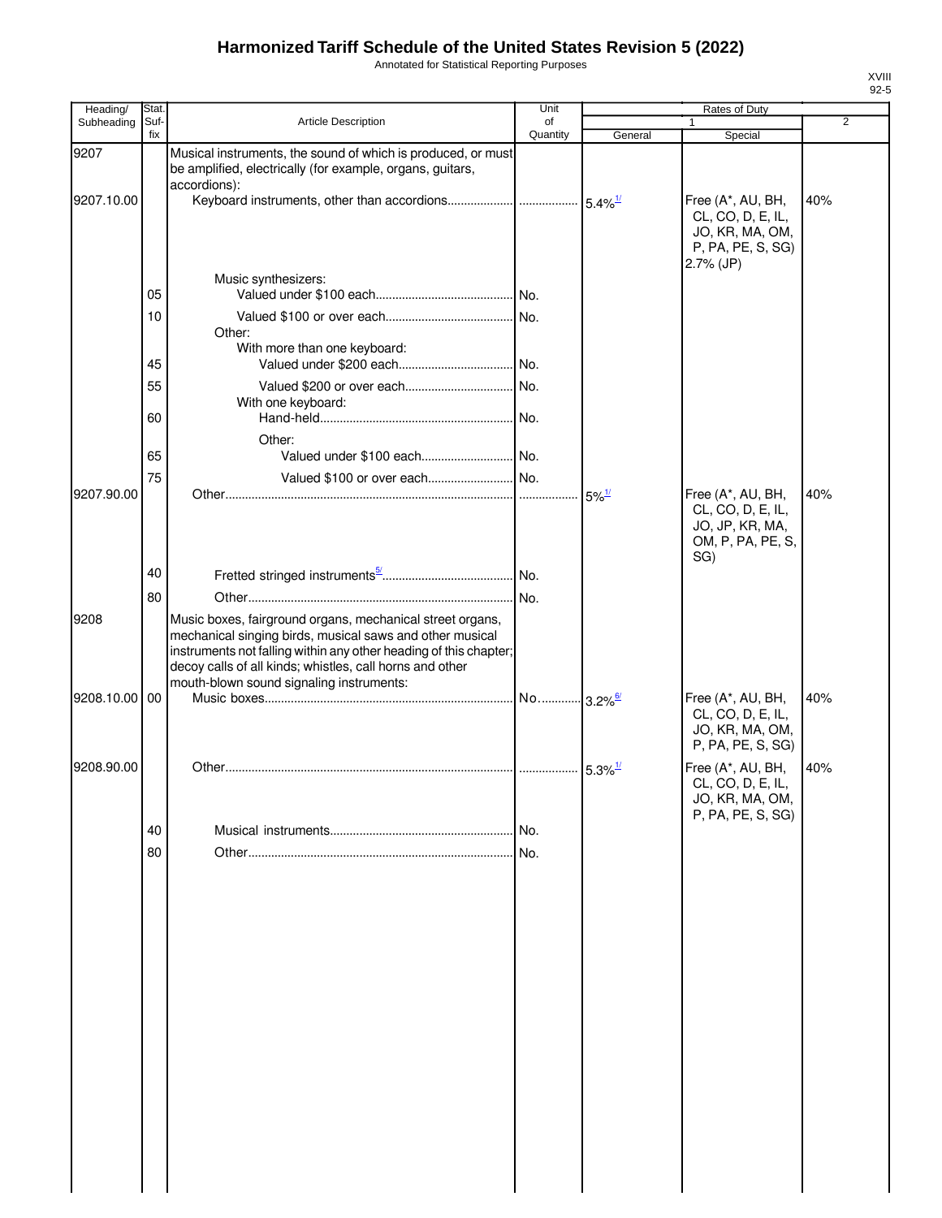# Harmonized Tariff Schedule of the United States Revision 5 (2022)

Annotated for Statistical Reporting Purposes

XVIII
92-5

| Heading/ Subheading | Stat. Suf- fix | Article Description | Unit of Quantity | Rates of Duty | | |
|---|---|---|---|---|---|---|
| | | | | 1 | | 2 |
| | | | | General | Special | |
| 9207 | | Musical instruments, the sound of which is produced, or must be amplified, electrically (for example, organs, guitars, accordions): | | | | |
| 9207.10.00 | | Keyboard instruments, other than accordions | | 5.4%[1/] | Free (A*, AU, BH, CL, CO, D, E, IL, JO, KR, MA, OM, P, PA, PE, S, SG) 2.7% (JP) | 40% |
| | | Music synthesizers: | | | | |
| | 05 | Valued under $100 each | No. | | | |
| | 10 | Valued $100 or over each | No. | | | |
| | | Other: | | | | |
| | | With more than one keyboard: | | | | |
| | 45 | Valued under $200 each | No. | | | |
| | 55 | Valued $200 or over each | No. | | | |
| | | With one keyboard: | | | | |
| | 60 | Hand-held | No. | | | |
| | | Other: | | | | |
| | 65 | Valued under $100 each | No. | | | |
| | 75 | Valued $100 or over each | No. | | | |
| 9207.90.00 | | Other | | 5%[1/] | Free (A*, AU, BH, CL, CO, D, E, IL, JO, JP, KR, MA, OM, P, PA, PE, S, SG) | 40% |
| | 40 | Fretted stringed instruments[5/] | No. | | | |
| | 80 | Other | No. | | | |
| 9208 | | Music boxes, fairground organs, mechanical street organs, mechanical singing birds, musical saws and other musical instruments not falling within any other heading of this chapter; decoy calls of all kinds; whistles, call horns and other mouth-blown sound signaling instruments: | | | | |
| 9208.10.00 | 00 | Music boxes | No. | 3.2%[6/] | Free (A*, AU, BH, CL, CO, D, E, IL, JO, KR, MA, OM, P, PA, PE, S, SG) | 40% |
| 9208.90.00 | | Other | | 5.3%[1/] | Free (A*, AU, BH, CL, CO, D, E, IL, JO, KR, MA, OM, P, PA, PE, S, SG) | 40% |
| | 40 | Musical instruments | No. | | | |
| | 80 | Other | No. | | | |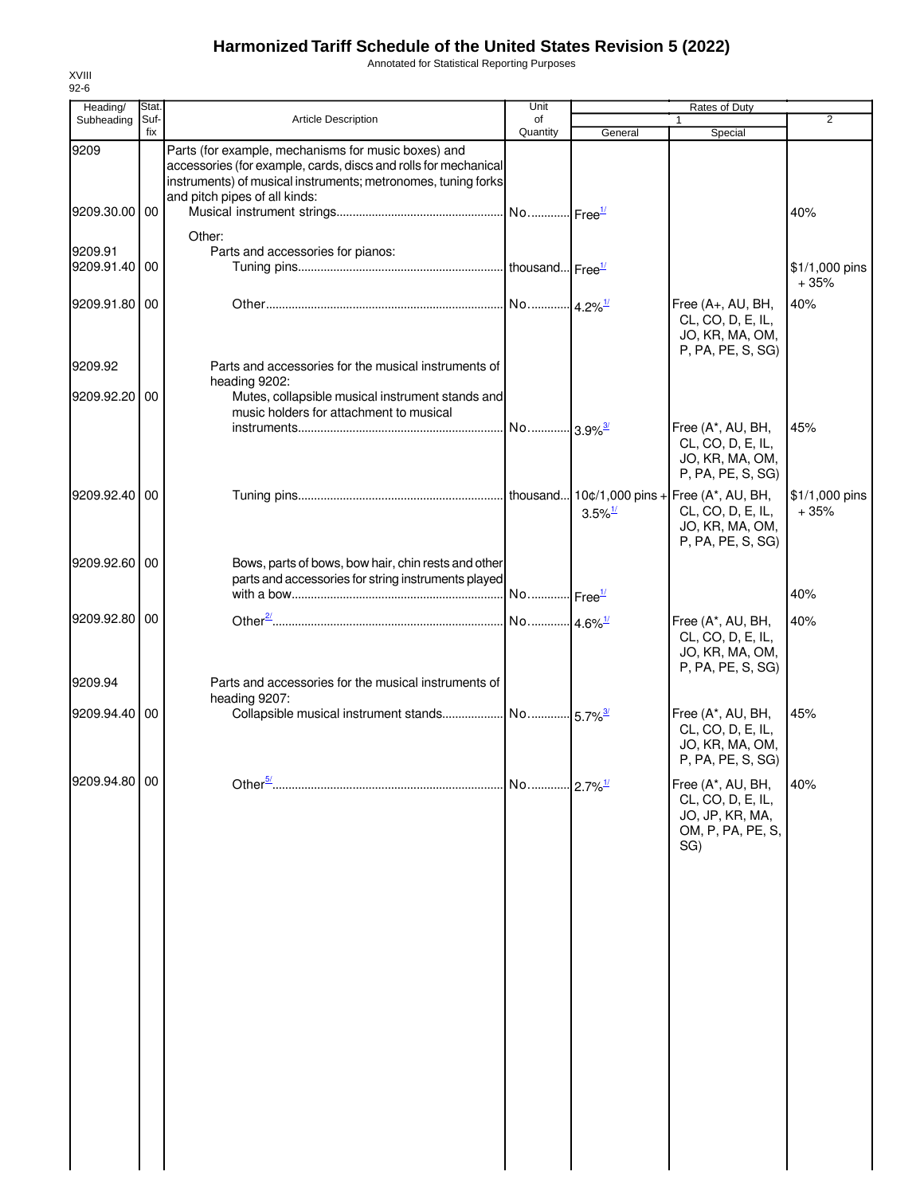# Harmonized Tariff Schedule of the United States Revision 5 (2022)

Annotated for Statistical Reporting Purposes

XVIII
92-6

| Heading/ Subheading | Stat. Suf- fix | Article Description | Unit of Quantity | Rates of Duty 1 General | Special | 2 |
|---|---|---|---|---|---|---|
| 9209 | | Parts (for example, mechanisms for music boxes) and accessories (for example, cards, discs and rolls for mechanical instruments) of musical instruments; metronomes, tuning forks and pitch pipes of all kinds: | | | | |
| 9209.30.00 | 00 | Musical instrument strings | No. | Free[1/] | | 40% |
| | | Other: | | | | |
| 9209.91 | | Parts and accessories for pianos: | | | | |
| 9209.91.40 | 00 | Tuning pins | thousand | Free[1/] | | $1/1,000 pins + 35% |
| 9209.91.80 | 00 | Other | No. | 4.2%[1/] | Free (A+, AU, BH, CL, CO, D, E, IL, JO, KR, MA, OM, P, PA, PE, S, SG) | 40% |
| 9209.92 | | Parts and accessories for the musical instruments of heading 9202: | | | | |
| 9209.92.20 | 00 | Mutes, collapsible musical instrument stands and music holders for attachment to musical instruments | No. | 3.9%[3/] | Free (A*, AU, BH, CL, CO, D, E, IL, JO, KR, MA, OM, P, PA, PE, S, SG) | 45% |
| 9209.92.40 | 00 | Tuning pins | thousand | 10¢/1,000 pins + 3.5%[1/] | Free (A*, AU, BH, CL, CO, D, E, IL, JO, KR, MA, OM, P, PA, PE, S, SG) | $1/1,000 pins + 35% |
| 9209.92.60 | 00 | Bows, parts of bows, bow hair, chin rests and other parts and accessories for string instruments played with a bow | No. | Free[1/] | | 40% |
| 9209.92.80 | 00 | Other[2/] | No. | 4.6%[1/] | Free (A*, AU, BH, CL, CO, D, E, IL, JO, KR, MA, OM, P, PA, PE, S, SG) | 40% |
| 9209.94 | | Parts and accessories for the musical instruments of heading 9207: | | | | |
| 9209.94.40 | 00 | Collapsible musical instrument stands | No. | 5.7%[3/] | Free (A*, AU, BH, CL, CO, D, E, IL, JO, KR, MA, OM, P, PA, PE, S, SG) | 45% |
| 9209.94.80 | 00 | Other[5/] | No. | 2.7%[1/] | Free (A*, AU, BH, CL, CO, D, E, IL, JO, JP, KR, MA, OM, P, PA, PE, S, SG) | 40% |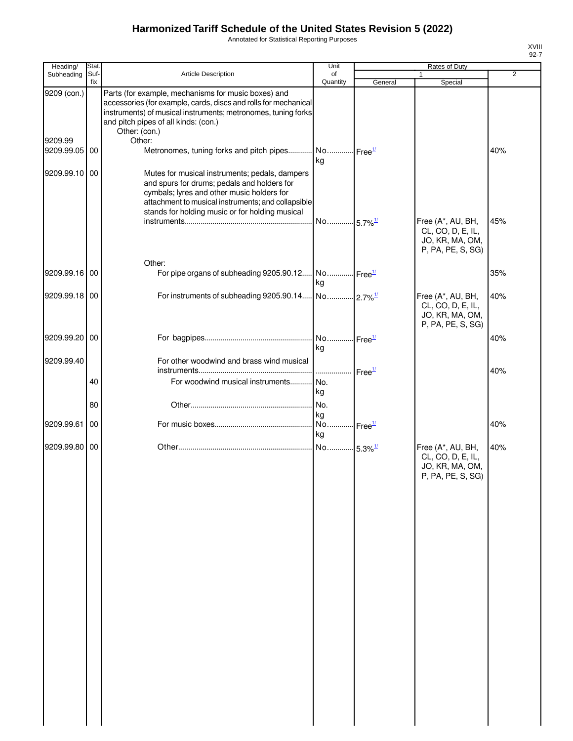# Harmonized Tariff Schedule of the United States Revision 5 (2022)

Annotated for Statistical Reporting Purposes

XVIII
92-7

| Heading/ Subheading | Stat. Suf- fix | Article Description | Unit of Quantity | Rates of Duty 1 General | Special | 2 |
|---|---|---|---|---|---|---|
| 9209 (con.) | | Parts (for example, mechanisms for music boxes) and accessories (for example, cards, discs and rolls for mechanical instruments) of musical instruments; metronomes, tuning forks and pitch pipes of all kinds: (con.) | | | | |
| | | Other: (con.) | | | | |
| 9209.99 | | Other: | | | | |
| 9209.99.05 | 00 | Metronomes, tuning forks and pitch pipes | No. kg | Free[1/] | | 40% |
| 9209.99.10 | 00 | Mutes for musical instruments; pedals, dampers and spurs for drums; pedals and holders for cymbals; lyres and other music holders for attachment to musical instruments; and collapsible stands for holding music or for holding musical instruments | No. | 5.7%[1/] | Free (A*, AU, BH, CL, CO, D, E, IL, JO, KR, MA, OM, P, PA, PE, S, SG) | 45% |
| | | Other: | | | | |
| 9209.99.16 | 00 | For pipe organs of subheading 9205.90.12 | No. kg | Free[1/] | | 35% |
| 9209.99.18 | 00 | For instruments of subheading 9205.90.14 | No. | 2.7%[1/] | Free (A*, AU, BH, CL, CO, D, E, IL, JO, KR, MA, OM, P, PA, PE, S, SG) | 40% |
| 9209.99.20 | 00 | For bagpipes | No. kg | Free[1/] | | 40% |
| 9209.99.40 | | For other woodwind and brass wind musical instruments | | Free[1/] | | 40% |
| | 40 | For woodwind musical instruments | No. kg | | | |
| | 80 | Other | No. kg | | | |
| 9209.99.61 | 00 | For music boxes | No. kg | Free[1/] | | 40% |
| 9209.99.80 | 00 | Other | No. | 5.3%[1/] | Free (A*, AU, BH, CL, CO, D, E, IL, JO, KR, MA, OM, P, PA, PE, S, SG) | 40% |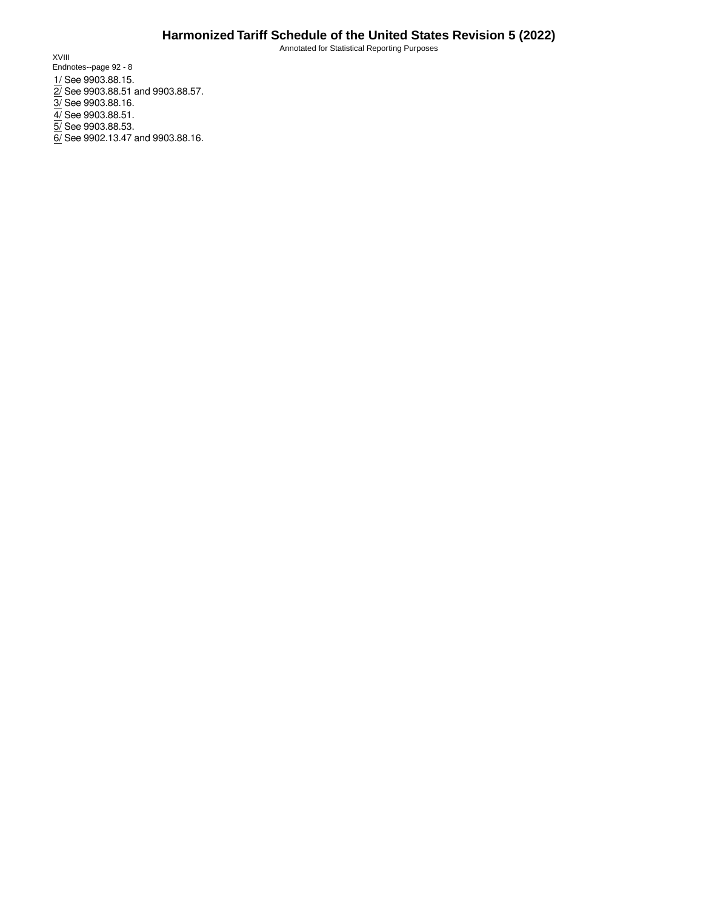1/ See 9903.88.15.

2/ See 9903.88.51 and 9903.88.57.

3/ See 9903.88.16.

4/ See 9903.88.51.

5/ See 9903.88.53.

6/ See 9902.13.47 and 9903.88.16.